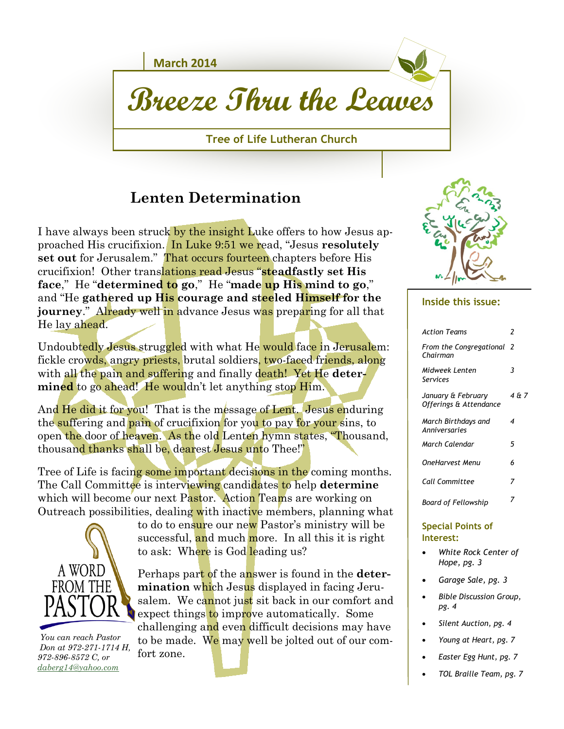March 2014

# Breeze Thru the Leaves

**Tree of Life Lutheran Church**

## Lenten Determination

I have always been struck by the insight Luke offers to how Jesus approached His crucifixion. In Luke 9:51 we read, "Jesus **resolutely set out** for Jerusalem." That occurs fourteen chapters before His crucifixion! Other translations read Jesus "**steadfastly set His face**," He "**determined to go**," He "**made up His mind to go**," and "He **gathered up His courage and steeled Himself for the journey**." Already well in advance Jesus was preparing for all that He lay ahead.

Undoubtedly Jesus struggled with what He would face in Jerusalem: fickle crowds, angry priests, brutal soldiers, two-faced friends, along with all the pain and suffering and finally death! Yet He **determined** to go ahead! He wouldn't let anything stop Him.

And He did it for you! That is the message of Lent. Jesus enduring the suffering and pain of crucifixion for you to pay for your sins, to open the door of heaven. As the old Lenten hymn states, "Thousand, thousand thanks shall be, dearest Jesus unto Thee!"

Tree of Life is facing some important decisions in the coming months. The Call Committee is interviewing candidates to help **determine** which will become our next Pastor. Action Teams are working on Outreach possibilities, dealing with inactive members, planning what to do to ensure our new Pastor's ministry will be successful, and much more. In all this it is right to ask: Where is God leading us?

Perhaps part of the answer is found in the **determination** which Jesus displayed in facing Jerusalem. We cannot just sit back in our comfort and expect things to improve automatically. Some challenging and even difficult decisions may have to be made. We may well be jolted out of our comfort zone.

A WORD FROM THE PASTOR

*You can reach Pastor Don at 972-271-1714 H, 972-896-8572 C, or daberg14@yahoo.com*

### Inside this issue:

| | |
|---|---|
| *Action Teams* | *2* |
| *From the Congregational Chairman* | *2* |
| *Midweek Lenten Services* | *3* |
| *January & February Offerings & Attendance* | *4 & 7* |
| *March Birthdays and Anniversaries* | *4* |
| *March Calendar* | *5* |
| *OneHarvest Menu* | *6* |
| *Call Committee* | *7* |
| *Board of Fellowship* | *7* |

### Special Points of Interest:

- *White Rock Center of Hope, pg. 3*
- *Garage Sale, pg. 3*
- *Bible Discussion Group, pg. 4*
- *Silent Auction, pg. 4*
- *Young at Heart, pg. 7*
- *Easter Egg Hunt, pg. 7*
- *TOL Braille Team, pg. 7*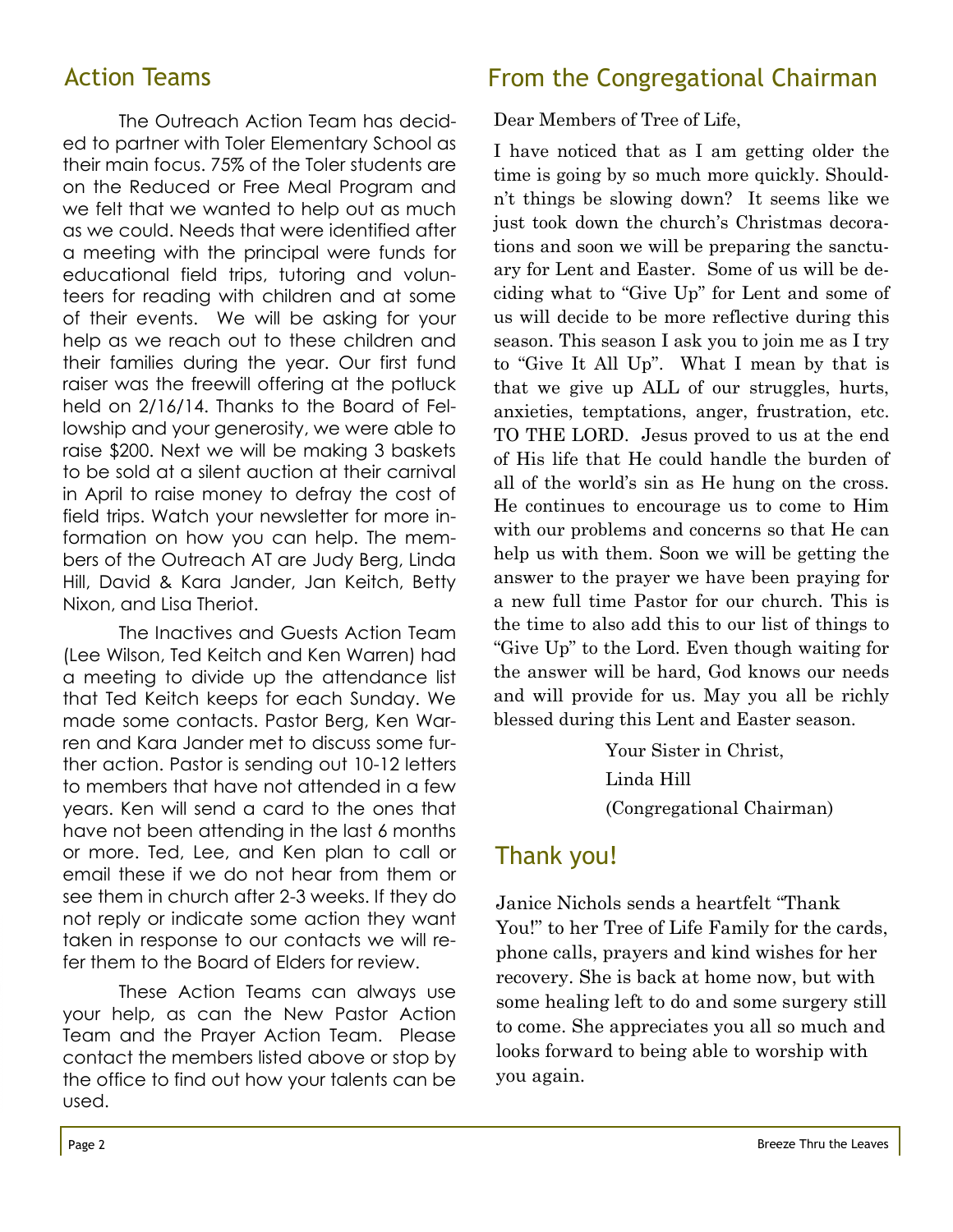## Action Teams

The Outreach Action Team has decided to partner with Toler Elementary School as their main focus. 75% of the Toler students are on the Reduced or Free Meal Program and we felt that we wanted to help out as much as we could. Needs that were identified after a meeting with the principal were funds for educational field trips, tutoring and volunteers for reading with children and at some of their events. We will be asking for your help as we reach out to these children and their families during the year. Our first fund raiser was the freewill offering at the potluck held on 2/16/14. Thanks to the Board of Fellowship and your generosity, we were able to raise $200. Next we will be making 3 baskets to be sold at a silent auction at their carnival in April to raise money to defray the cost of field trips. Watch your newsletter for more information on how you can help. The members of the Outreach AT are Judy Berg, Linda Hill, David & Kara Jander, Jan Keitch, Betty Nixon, and Lisa Theriot.

The Inactives and Guests Action Team (Lee Wilson, Ted Keitch and Ken Warren) had a meeting to divide up the attendance list that Ted Keitch keeps for each Sunday. We made some contacts. Pastor Berg, Ken Warren and Kara Jander met to discuss some further action. Pastor is sending out 10-12 letters to members that have not attended in a few years. Ken will send a card to the ones that have not been attending in the last 6 months or more. Ted, Lee, and Ken plan to call or email these if we do not hear from them or see them in church after 2-3 weeks. If they do not reply or indicate some action they want taken in response to our contacts we will refer them to the Board of Elders for review.

These Action Teams can always use your help, as can the New Pastor Action Team and the Prayer Action Team. Please contact the members listed above or stop by the office to find out how your talents can be used.

## From the Congregational Chairman

Dear Members of Tree of Life,

I have noticed that as I am getting older the time is going by so much more quickly. Shouldn't things be slowing down? It seems like we just took down the church's Christmas decorations and soon we will be preparing the sanctuary for Lent and Easter. Some of us will be deciding what to "Give Up" for Lent and some of us will decide to be more reflective during this season. This season I ask you to join me as I try to "Give It All Up". What I mean by that is that we give up ALL of our struggles, hurts, anxieties, temptations, anger, frustration, etc. TO THE LORD. Jesus proved to us at the end of His life that He could handle the burden of all of the world's sin as He hung on the cross. He continues to encourage us to come to Him with our problems and concerns so that He can help us with them. Soon we will be getting the answer to the prayer we have been praying for a new full time Pastor for our church. This is the time to also add this to our list of things to "Give Up" to the Lord. Even though waiting for the answer will be hard, God knows our needs and will provide for us. May you all be richly blessed during this Lent and Easter season.

Your Sister in Christ,
Linda Hill
(Congregational Chairman)

## Thank you!

Janice Nichols sends a heartfelt "Thank You!" to her Tree of Life Family for the cards, phone calls, prayers and kind wishes for her recovery. She is back at home now, but with some healing left to do and some surgery still to come. She appreciates you all so much and looks forward to being able to worship with you again.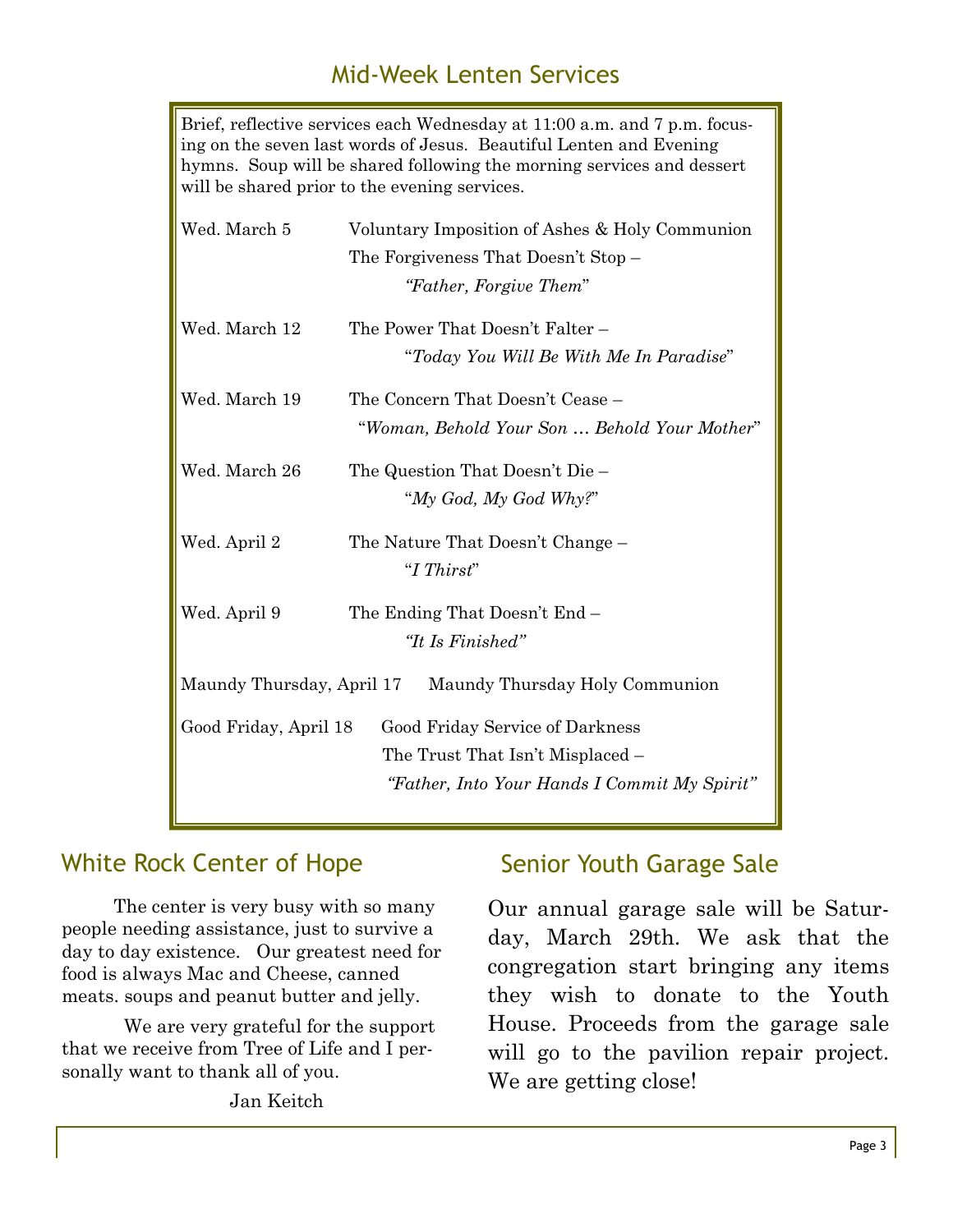## Mid-Week Lenten Services

Brief, reflective services each Wednesday at 11:00 a.m. and 7 p.m. focusing on the seven last words of Jesus. Beautiful Lenten and Evening hymns. Soup will be shared following the morning services and dessert will be shared prior to the evening services.

| | |
|---|---|
| Wed. March 5 | Voluntary Imposition of Ashes & Holy Communion<br>The Forgiveness That Doesn't Stop –<br>*"Father, Forgive Them"* |
| Wed. March 12 | The Power That Doesn't Falter –<br>"*Today You Will Be With Me In Paradise*" |
| Wed. March 19 | The Concern That Doesn't Cease –<br>"*Woman, Behold Your Son … Behold Your Mother*" |
| Wed. March 26 | The Question That Doesn't Die –<br>"*My God, My God Why?*" |
| Wed. April 2 | The Nature That Doesn't Change –<br>"*I Thirst*" |
| Wed. April 9 | The Ending That Doesn't End –<br>*"It Is Finished"* |
| Maundy Thursday, April 17 | Maundy Thursday Holy Communion |
| Good Friday, April 18 | Good Friday Service of Darkness<br>The Trust That Isn't Misplaced –<br>*"Father, Into Your Hands I Commit My Spirit"* |

## White Rock Center of Hope

The center is very busy with so many people needing assistance, just to survive a day to day existence. Our greatest need for food is always Mac and Cheese, canned meats. soups and peanut butter and jelly.

We are very grateful for the support that we receive from Tree of Life and I personally want to thank all of you.

Jan Keitch

## Senior Youth Garage Sale

Our annual garage sale will be Saturday, March 29th. We ask that the congregation start bringing any items they wish to donate to the Youth House. Proceeds from the garage sale will go to the pavilion repair project. We are getting close!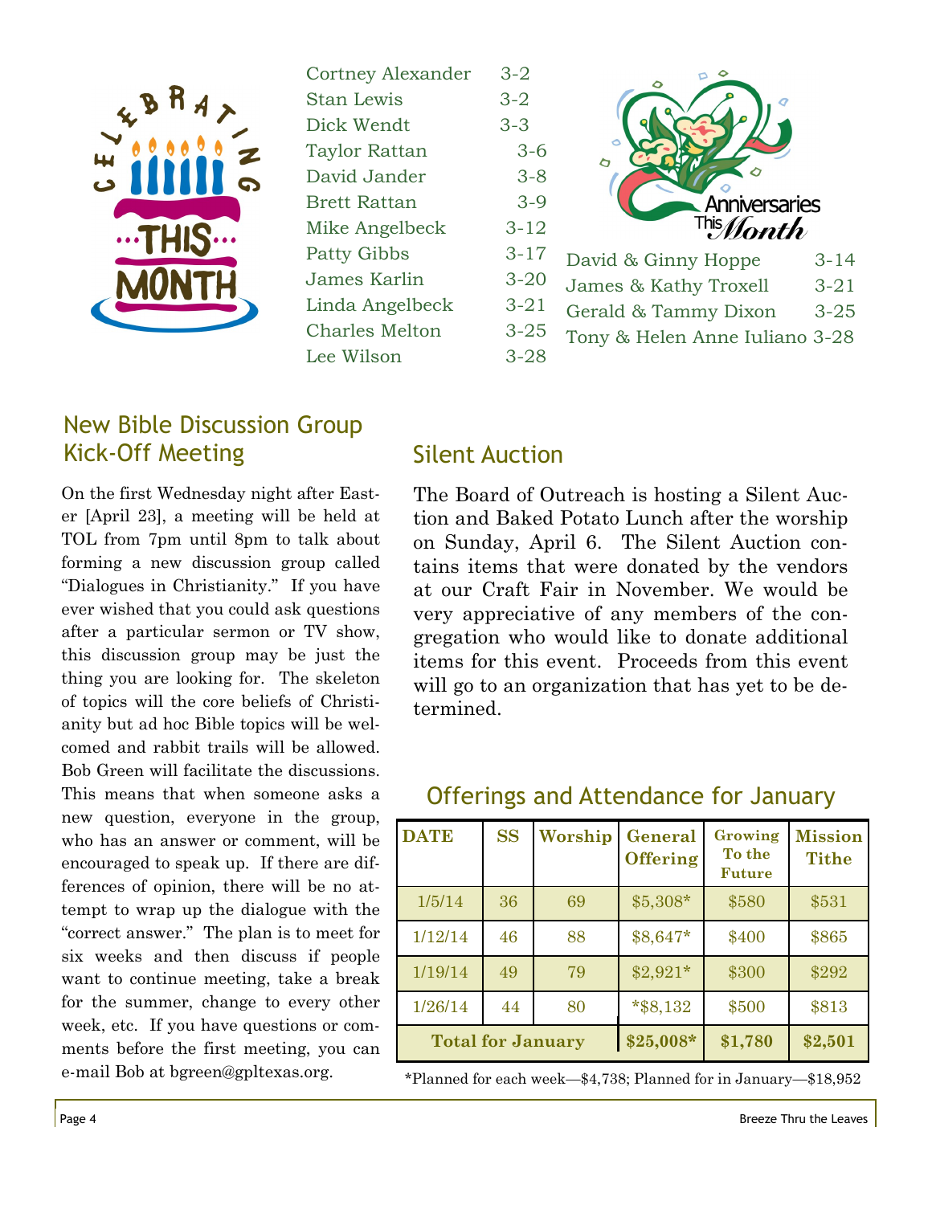## Celebrating This Month

| | |
|---|---|
| Cortney Alexander | 3-2 |
| Stan Lewis | 3-2 |
| Dick Wendt | 3-3 |
| Taylor Rattan | 3-6 |
| David Jander | 3-8 |
| Brett Rattan | 3-9 |
| Mike Angelbeck | 3-12 |
| Patty Gibbs | 3-17 |
| James Karlin | 3-20 |
| Linda Angelbeck | 3-21 |
| Charles Melton | 3-25 |
| Lee Wilson | 3-28 |

## Anniversaries This Month

| | |
|---|---|
| David & Ginny Hoppe | 3-14 |
| James & Kathy Troxell | 3-21 |
| Gerald & Tammy Dixon | 3-25 |
| Tony & Helen Anne Iuliano | 3-28 |

## New Bible Discussion Group Kick-Off Meeting

On the first Wednesday night after Easter [April 23], a meeting will be held at TOL from 7pm until 8pm to talk about forming a new discussion group called "Dialogues in Christianity." If you have ever wished that you could ask questions after a particular sermon or TV show, this discussion group may be just the thing you are looking for. The skeleton of topics will the core beliefs of Christianity but ad hoc Bible topics will be welcomed and rabbit trails will be allowed. Bob Green will facilitate the discussions. This means that when someone asks a new question, everyone in the group, who has an answer or comment, will be encouraged to speak up. If there are differences of opinion, there will be no attempt to wrap up the dialogue with the "correct answer." The plan is to meet for six weeks and then discuss if people want to continue meeting, take a break for the summer, change to every other week, etc. If you have questions or comments before the first meeting, you can e-mail Bob at bgreen@gpltexas.org.

## Silent Auction

The Board of Outreach is hosting a Silent Auction and Baked Potato Lunch after the worship on Sunday, April 6. The Silent Auction contains items that were donated by the vendors at our Craft Fair in November. We would be very appreciative of any members of the congregation who would like to donate additional items for this event. Proceeds from this event will go to an organization that has yet to be determined.

## Offerings and Attendance for January

| DATE | SS | Worship | General Offering | Growing To the Future | Mission Tithe |
|---|---|---|---|---|---|
| 1/5/14 | 36 | 69 | $5,308* | $580 | $531 |
| 1/12/14 | 46 | 88 | $8,647* | $400 | $865 |
| 1/19/14 | 49 | 79 | $2,921* | $300 | $292 |
| 1/26/14 | 44 | 80 | *$8,132 | $500 | $813 |
| Total for January | | | $25,008* | $1,780 | $2,501 |

*Planned for each week—$4,738; Planned for in January—$18,952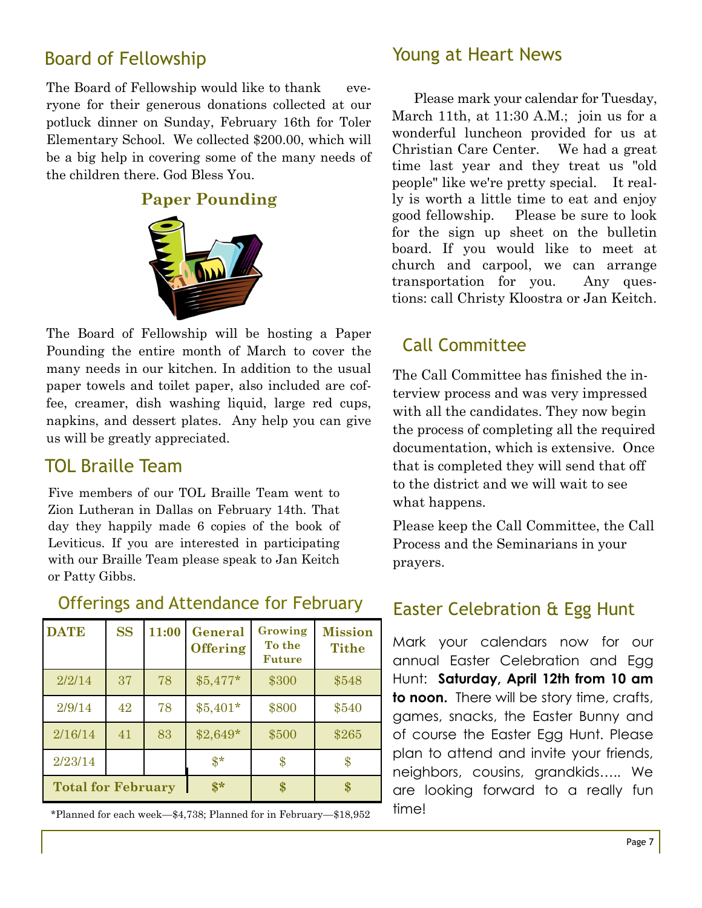## Board of Fellowship

The Board of Fellowship would like to thank everyone for their generous donations collected at our potluck dinner on Sunday, February 16th for Toler Elementary School. We collected $200.00, which will be a big help in covering some of the many needs of the children there. God Bless You.

### Paper Pounding

The Board of Fellowship will be hosting a Paper Pounding the entire month of March to cover the many needs in our kitchen. In addition to the usual paper towels and toilet paper, also included are coffee, creamer, dish washing liquid, large red cups, napkins, and dessert plates. Any help you can give us will be greatly appreciated.

## TOL Braille Team

Five members of our TOL Braille Team went to Zion Lutheran in Dallas on February 14th. That day they happily made 6 copies of the book of Leviticus. If you are interested in participating with our Braille Team please speak to Jan Keitch or Patty Gibbs.

## Offerings and Attendance for February

| DATE | SS | 11:00 | General Offering | Growing To the Future | Mission Tithe |
|---|---|---|---|---|---|
| 2/2/14 | 37 | 78 | $5,477* | $300 | $548 |
| 2/9/14 | 42 | 78 | $5,401* | $800 | $540 |
| 2/16/14 | 41 | 83 | $2,649* | $500 | $265 |
| 2/23/14 | | | $* | $ | $ |
| **Total for February** | | | **$*** | **$** | **$** |

*Planned for each week—$4,738; Planned for in February—$18,952

## Young at Heart News

Please mark your calendar for Tuesday, March 11th, at 11:30 A.M.; join us for a wonderful luncheon provided for us at Christian Care Center. We had a great time last year and they treat us "old people" like we're pretty special. It really is worth a little time to eat and enjoy good fellowship. Please be sure to look for the sign up sheet on the bulletin board. If you would like to meet at church and carpool, we can arrange transportation for you. Any questions: call Christy Kloostra or Jan Keitch.

## Call Committee

The Call Committee has finished the interview process and was very impressed with all the candidates. They now begin the process of completing all the required documentation, which is extensive. Once that is completed they will send that off to the district and we will wait to see what happens.

Please keep the Call Committee, the Call Process and the Seminarians in your prayers.

## Easter Celebration & Egg Hunt

Mark your calendars now for our annual Easter Celebration and Egg Hunt: **Saturday, April 12th from 10 am to noon.** There will be story time, crafts, games, snacks, the Easter Bunny and of course the Easter Egg Hunt. Please plan to attend and invite your friends, neighbors, cousins, grandkids….. We are looking forward to a really fun time!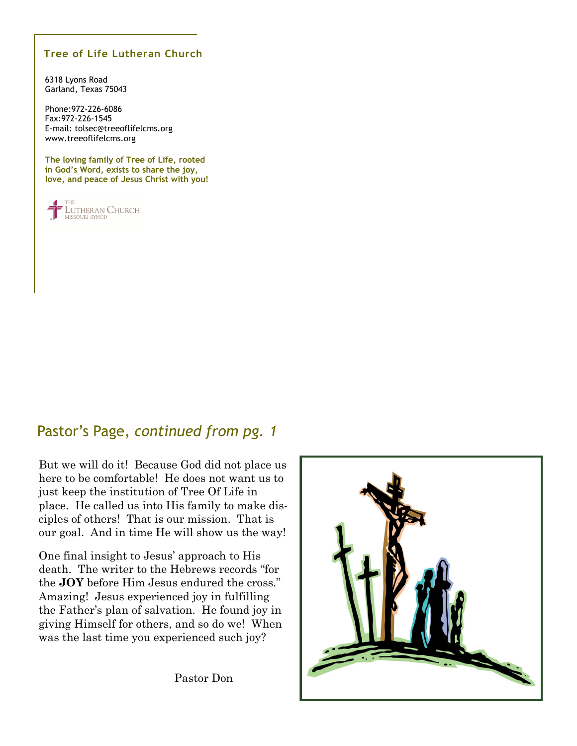**Tree of Life Lutheran Church**

6318 Lyons Road
Garland, Texas 75043

Phone:972-226-6086
Fax:972-226-1545
E-mail: tolsec@treeoflifelcms.org
www.treeoflifelcms.org

**The loving family of Tree of Life, rooted in God's Word, exists to share the joy, love, and peace of Jesus Christ with you!**

THE LUTHERAN CHURCH MISSOURI SYNOD

## Pastor's Page, *continued from pg. 1*

But we will do it! Because God did not place us here to be comfortable! He does not want us to just keep the institution of Tree Of Life in place. He called us into His family to make disciples of others! That is our mission. That is our goal. And in time He will show us the way!

One final insight to Jesus' approach to His death. The writer to the Hebrews records "for the **JOY** before Him Jesus endured the cross." Amazing! Jesus experienced joy in fulfilling the Father's plan of salvation. He found joy in giving Himself for others, and so do we! When was the last time you experienced such joy?

Pastor Don